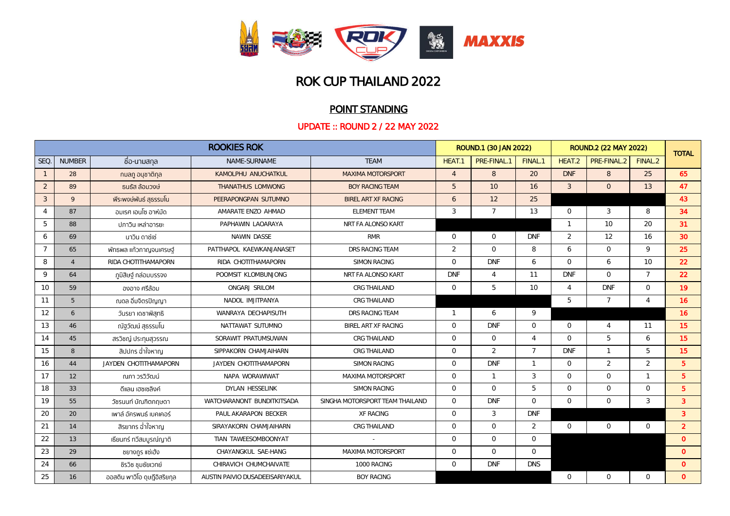# ROK CUP THAILAND 2022

## POINT STANDING

### UPDATE :: ROUND 2 / 22 MAY 2022

| ROOKIES ROK | | | | | ROUND.1 (30 JAN 2022) | | | ROUND.2 (22 MAY 2022) | | | TOTAL |
|---|---|---|---|---|---|---|---|---|---|---|---|
| SEQ. | NUMBER | ชื่อ-นามสกุล | NAME-SURNAME | TEAM | HEAT.1 | PRE-FINAL.1 | FINAL.1 | HEAT.2 | PRE-FINAL.2 | FINAL.2 | |
| 1 | 28 | กมลภู อนุชาติกุล | KAMOLPHU ANUCHATKUL | MAXIMA MOTORSPORT | 4 | 8 | 20 | DNF | 8 | 25 | 65 |
| 2 | 89 | ธนธัส ล้อมวงษ์ | THANATHUS LOMWONG | BOY RACING TEAM | 5 | 10 | 16 | 3 | 0 | 13 | 47 |
| 3 | 9 | พีระพงษ์พันธ์ สุธรรมโน | PEERAPONGPAN SUTUMNO | BIREL ART XF RACING | 6 | 12 | 25 | | | | 43 |
| 4 | 87 | อมเรศ เอนโซ อาหมัด | AMARATE ENZO AHMAD | ELEMENT TEAM | 3 | 7 | 13 | 0 | 3 | 8 | 34 |
| 5 | 88 | ปภาวิน เหล่าอารยะ | PAPHAWIN LAOARAYA | NRT FA ALONSO KART | | | | 1 | 10 | 20 | 31 |
| 6 | 69 | นาวิน ดาซ์เซ่ | NAWIN DASSE | RMR | 0 | 0 | DNF | 2 | 12 | 16 | 30 |
| 7 | 65 | พัทธพล แก้วกาญจนเศรษฐ์ | PATTHAPOL KAEWKANJANASET | DRS RACING TEAM | 2 | 0 | 8 | 6 | 0 | 9 | 25 |
| 8 | 4 | RIDA CHOTITHAMAPORN | RIDA CHOTITHAMAPORN | SIMON RACING | 0 | DNF | 6 | 0 | 6 | 10 | 22 |
| 9 | 64 | ภูมิสิษฐ์ กล่อมบรรจง | POOMSIT KLOMBUNJONG | NRT FA ALONSO KART | DNF | 4 | 11 | DNF | 0 | 7 | 22 |
| 10 | 59 | องอาจ ศรีล้อม | ONGARJ SRILOM | CRG THAILAND | 0 | 5 | 10 | 4 | DNF | 0 | 19 |
| 11 | 5 | ณดล อิ่มจิตรปัญญา | NADOL IMJITPANYA | CRG THAILAND | | | | 5 | 7 | 4 | 16 |
| 12 | 6 | วันรยา เดชาพิสุทธิ | WANRAYA DECHAPISUTH | DRS RACING TEAM | 1 | 6 | 9 | | | | 16 |
| 13 | 46 | ณัฐวัฒน์ สุธรรมโน | NATTAWAT SUTUMNO | BIREL ART XF RACING | 0 | DNF | 0 | 0 | 4 | 11 | 15 |
| 14 | 45 | สรวิชญ์ ประทุมสุวรรณ | SORAWIT PRATUMSUWAN | CRG THAILAND | 0 | 0 | 4 | 0 | 5 | 6 | 15 |
| 15 | 8 | สิปปกร ฉ่ำใจหาญ | SIPPAKORN CHAMJAIHARN | CRG THAILAND | 0 | 2 | 7 | DNF | 1 | 5 | 15 |
| 16 | 44 | JAYDEN CHOTITHAMAPORN | JAYDEN CHOTITHAMAPORN | SIMON RACING | 0 | DNF | 1 | 0 | 2 | 2 | 5 |
| 17 | 12 | ณภา วรวิวัฒน์ | NAPA WORAWIWAT | MAXIMA MOTORSPORT | 0 | 1 | 3 | 0 | 0 | 1 | 5 |
| 18 | 33 | ดีแลน เฮซเซลิงค์ | DYLAN HESSELINK | SIMON RACING | 0 | 0 | 5 | 0 | 0 | 0 | 5 |
| 19 | 55 | วัชรนนท์ บัณฑิตกฤษดา | WATCHARANONT BUNDITKITSADA | SINGHA MOTORSPORT TEAM THAILAND | 0 | DNF | 0 | 0 | 0 | 3 | 3 |
| 20 | 20 | เพาล์ อัครพนธ์ เบคเคอร์ | PAUL AKARAPON BECKER | XF RACING | 0 | 3 | DNF | | | | 3 |
| 21 | 14 | สิรยากร ฉ่ำใจหาญ | SIRAYAKORN CHAMJAIHARN | CRG THAILAND | 0 | 0 | 2 | 0 | 0 | 0 | 2 |
| 22 | 13 | เธียนทร์ ทวีสมบูรณ์ญาติ | TIAN TAWEESOMBOONYAT | - | 0 | 0 | 0 | | | | 0 |
| 23 | 29 | ชยางกูร แซ่ฮัง | CHAYANGKUL SAE-HANG | MAXIMA MOTORSPORT | 0 | 0 | 0 | | | | 0 |
| 24 | 66 | ชิรวิช ชุมชัยเวทย์ | CHIRAVICH CHUMCHAIVATE | 1000 RACING | 0 | DNF | DNS | | | | 0 |
| 25 | 16 | ออสติน พาวิโอ ดุษฎีอิสริยกุล | AUSTIN PAIVIO DUSADEEISARIYAKUL | BOY RACING | | | | 0 | 0 | 0 | 0 |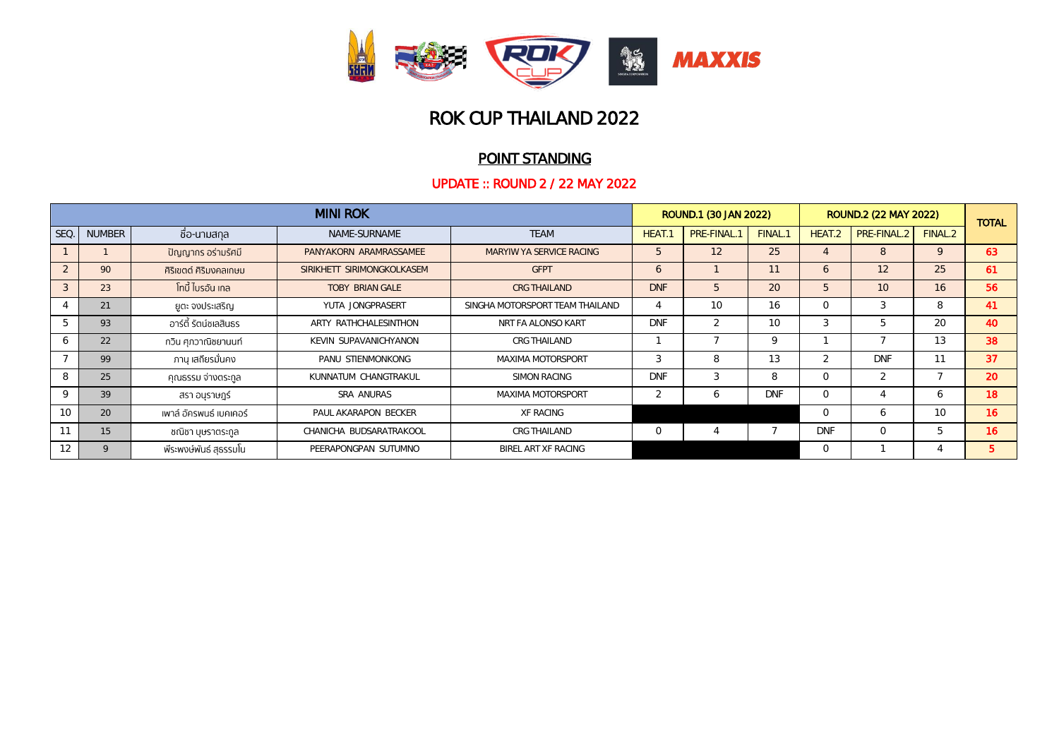# ROK CUP THAILAND 2022

## POINT STANDING

### UPDATE :: ROUND 2 / 22 MAY 2022

| MINI ROK | | | | | ROUND.1 (30 JAN 2022) | | | ROUND.2 (22 MAY 2022) | | | TOTAL |
|---|---|---|---|---|---|---|---|---|---|---|---|
| SEQ. | NUMBER | ชื่อ-นามสกุล | NAME-SURNAME | TEAM | HEAT.1 | PRE-FINAL.1 | FINAL.1 | HEAT.2 | PRE-FINAL.2 | FINAL.2 | |
| 1 | 1 | ปัญญากร อร่ามรัศมี | PANYAKORN ARAMRASSAMEE | MARYIW YA SERVICE RACING | 5 | 12 | 25 | 4 | 8 | 9 | 63 |
| 2 | 90 | ศิริเขตต์ ศิริมงคลเกษม | SIRIKHETT SIRIMONGKOLKASEM | GFPT | 6 | 1 | 11 | 6 | 12 | 25 | 61 |
| 3 | 23 | โทบี้ ไบรอัน เกล | TOBY BRIAN GALE | CRG THAILAND | DNF | 5 | 20 | 5 | 10 | 16 | 56 |
| 4 | 21 | ยูตะ จงประเสริญ | YUTA JONGPRASERT | SINGHA MOTORSPORT TEAM THAILAND | 4 | 10 | 16 | 0 | 3 | 8 | 41 |
| 5 | 93 | อาร์ตี้ รัตน์ชเลสินธร | ARTY RATHCHALESINTHON | NRT FA ALONSO KART | DNF | 2 | 10 | 3 | 5 | 20 | 40 |
| 6 | 22 | กวิน ศุภวาณิชยานนท์ | KEVIN SUPAVANICHYANON | CRG THAILAND | 1 | 7 | 9 | 1 | 7 | 13 | 38 |
| 7 | 99 | ภานุ เสถียรมั่นคง | PANU STIENMONKONG | MAXIMA MOTORSPORT | 3 | 8 | 13 | 2 | DNF | 11 | 37 |
| 8 | 25 | คุณธรรม จ่างตระกูล | KUNNATUM CHANGTRAKUL | SIMON RACING | DNF | 3 | 8 | 0 | 2 | 7 | 20 |
| 9 | 39 | สรา อนุราษฎร์ | SRA ANURAS | MAXIMA MOTORSPORT | 2 | 6 | DNF | 0 | 4 | 6 | 18 |
| 10 | 20 | เพาล์ อัครพนธ์ เบคเคอร์ | PAUL AKARAPON BECKER | XF RACING | | | | 0 | 6 | 10 | 16 |
| 11 | 15 | ชณิชา บุษราตระกูล | CHANICHA BUDSARATRAKOOL | CRG THAILAND | 0 | 4 | 7 | DNF | 0 | 5 | 16 |
| 12 | 9 | พีระพงษ์พันธ์ สุธรรมโน | PEERAPONGPAN SUTUMNO | BIREL ART XF RACING | | | | 0 | 1 | 4 | 5 |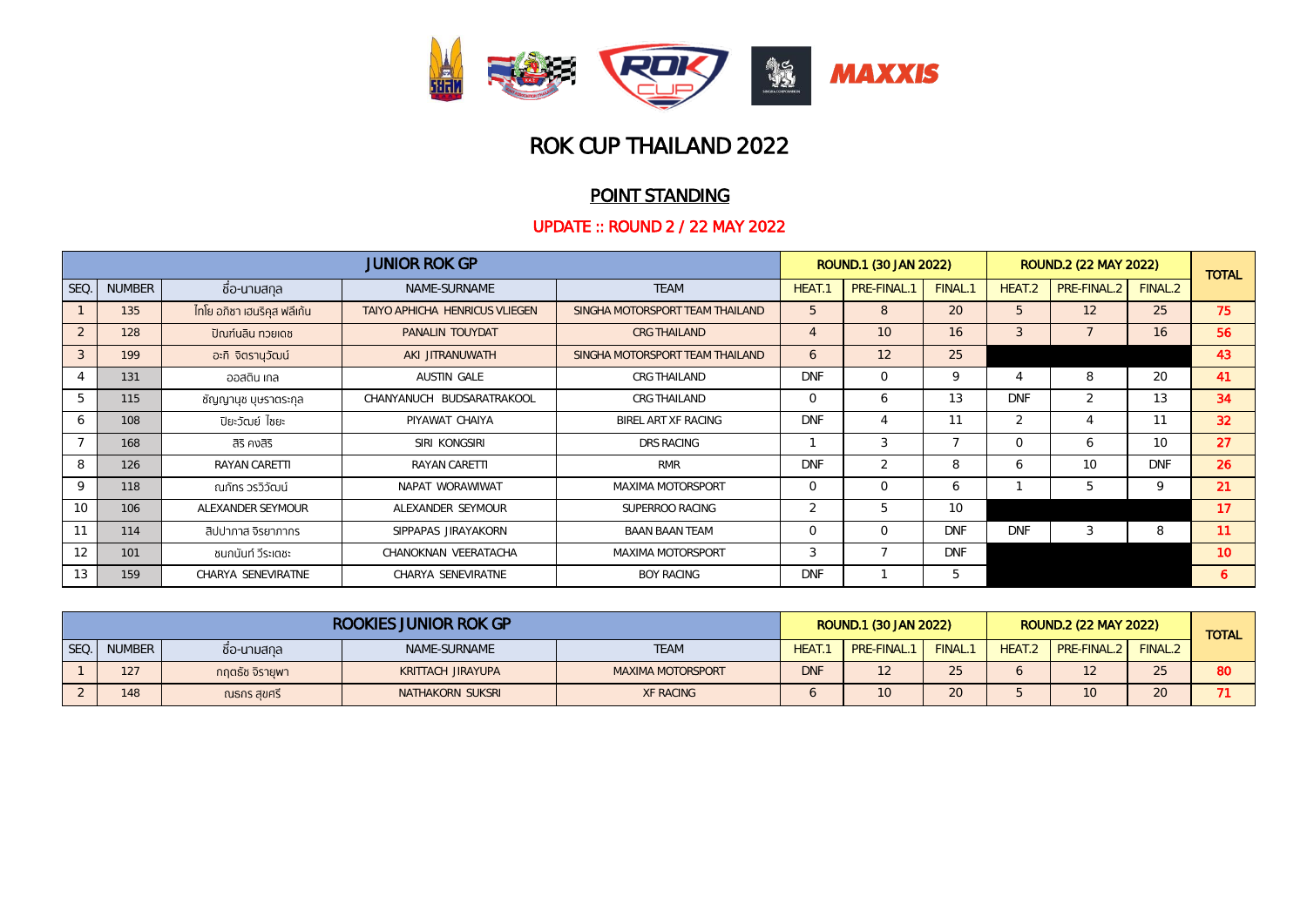# ROK CUP THAILAND 2022

## POINT STANDING

### UPDATE :: ROUND 2 / 22 MAY 2022

| JUNIOR ROK GP | | | | | ROUND.1 (30 JAN 2022) | | | ROUND.2 (22 MAY 2022) | | | TOTAL |
|---|---|---|---|---|---|---|---|---|---|---|---|
| SEQ. | NUMBER | ชื่อ-นามสกุล | NAME-SURNAME | TEAM | HEAT.1 | PRE-FINAL.1 | FINAL.1 | HEAT.2 | PRE-FINAL.2 | FINAL.2 | |
| 1 | 135 | ไทโย อภิชา เฮนริคุส ฟลีเก้น | TAIYO APHICHA HENRICUS VLIEGEN | SINGHA MOTORSPORT TEAM THAILAND | 5 | 8 | 20 | 5 | 12 | 25 | 75 |
| 2 | 128 | ปัณณ์นลิน ทวยเดช | PANALIN TOUYDAT | CRG THAILAND | 4 | 10 | 16 | 3 | 7 | 16 | 56 |
| 3 | 199 | อะกิ จิตรานุวัฒน์ | AKI JITRANUWATH | SINGHA MOTORSPORT TEAM THAILAND | 6 | 12 | 25 | | | | 43 |
| 4 | 131 | ออสติน เกล | AUSTIN GALE | CRG THAILAND | DNF | 0 | 9 | 4 | 8 | 20 | 41 |
| 5 | 115 | ชัญญานุช บุษราตระกูล | CHANYANUCH BUDSARATRAKOOL | CRG THAILAND | 0 | 6 | 13 | DNF | 2 | 13 | 34 |
| 6 | 108 | ปิยะวัฒน์ ไชยะ | PIYAWAT CHAIYA | BIREL ART XF RACING | DNF | 4 | 11 | 2 | 4 | 11 | 32 |
| 7 | 168 | สิริ คงสิริ | SIRI KONGSIRI | DRS RACING | 1 | 3 | 7 | 0 | 6 | 10 | 27 |
| 8 | 126 | RAYAN CARETTI | RAYAN CARETTI | RMR | DNF | 2 | 8 | 6 | 10 | DNF | 26 |
| 9 | 118 | ณภัทร วรวิวัฒน์ | NAPAT WORAWIWAT | MAXIMA MOTORSPORT | 0 | 0 | 6 | 1 | 5 | 9 | 21 |
| 10 | 106 | ALEXANDER SEYMOUR | ALEXANDER SEYMOUR | SUPERROO RACING | 2 | 5 | 10 | | | | 17 |
| 11 | 114 | สิปปภาส จิรยาภากร | SIPPAPAS JIRAYAKORN | BAAN BAAN TEAM | 0 | 0 | DNF | DNF | 3 | 8 | 11 |
| 12 | 101 | ชนกนันท์ วีระเตชะ | CHANOKNAN VEERATACHA | MAXIMA MOTORSPORT | 3 | 7 | DNF | | | | 10 |
| 13 | 159 | CHARYA SENEVIRATNE | CHARYA SENEVIRATNE | BOY RACING | DNF | 1 | 5 | | | | 6 |

| ROOKIES JUNIOR ROK GP | | | | | ROUND.1 (30 JAN 2022) | | | ROUND.2 (22 MAY 2022) | | | TOTAL |
|---|---|---|---|---|---|---|---|---|---|---|---|
| SEQ. | NUMBER | ชื่อ-นามสกุล | NAME-SURNAME | TEAM | HEAT.1 | PRE-FINAL.1 | FINAL.1 | HEAT.2 | PRE-FINAL.2 | FINAL.2 | |
| 1 | 127 | กฤตธัช จิรายุพา | KRITTACH JIRAYUPA | MAXIMA MOTORSPORT | DNF | 12 | 25 | 6 | 12 | 25 | 80 |
| 2 | 148 | ณธกร สุขศรี | NATHAKORN SUKSRI | XF RACING | 6 | 10 | 20 | 5 | 10 | 20 | 71 |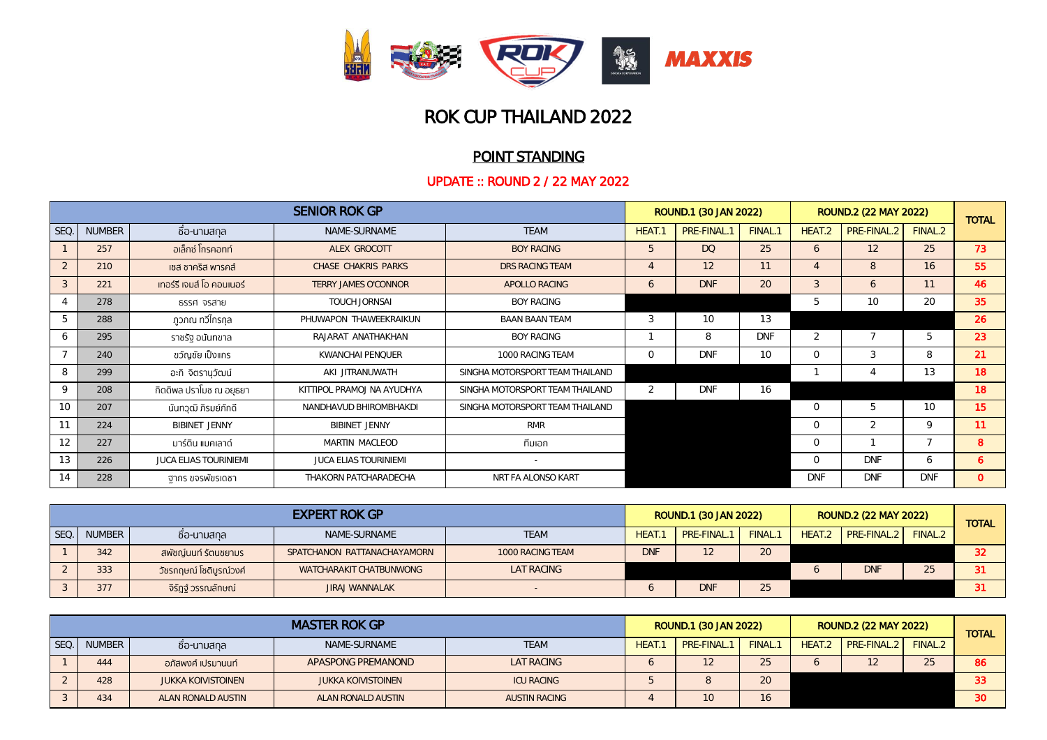# ROK CUP THAILAND 2022

## POINT STANDING

### UPDATE :: ROUND 2 / 22 MAY 2022

| SENIOR ROK GP | | | | | ROUND.1 (30 JAN 2022) | | | ROUND.2 (22 MAY 2022) | | | TOTAL |
|---|---|---|---|---|---|---|---|---|---|---|---|
| SEQ. | NUMBER | ชื่อ-นามสกุล | NAME-SURNAME | TEAM | HEAT.1 | PRE-FINAL.1 | FINAL.1 | HEAT.2 | PRE-FINAL.2 | FINAL.2 | |
| 1 | 257 | อเล็กซ์ โกรคอทท์ | ALEX GROCOTT | BOY RACING | 5 | DQ | 25 | 6 | 12 | 25 | 73 |
| 2 | 210 | เชส ชาคริส พารคส์ | CHASE CHAKRIS PARKS | DRS RACING TEAM | 4 | 12 | 11 | 4 | 8 | 16 | 55 |
| 3 | 221 | เทอร์รี่ เจมส์ โอ คอนเนอร์ | TERRY JAMES O'CONNOR | APOLLO RACING | 6 | DNF | 20 | 3 | 6 | 11 | 46 |
| 4 | 278 | ธรรศ จรสาย | TOUCH JORNSAI | BOY RACING | | | | 5 | 10 | 20 | 35 |
| 5 | 288 | ภูวภณ ทวีไกรกุล | PHUWAPON THAWEEKRAIKUN | BAAN BAAN TEAM | 3 | 10 | 13 | | | | 26 |
| 6 | 295 | ราชรัฐ อนันทขาล | RAJARAT ANATHAKHAN | BOY RACING | 1 | 8 | DNF | 2 | 7 | 5 | 23 |
| 7 | 240 | ขวัญชัย เป็งแกร | KWANCHAI PENQUER | 1000 RACING TEAM | 0 | DNF | 10 | 0 | 3 | 8 | 21 |
| 8 | 299 | อะกิ จิตรานุวัฒน์ | AKI JITRANUWATH | SINGHA MOTORSPORT TEAM THAILAND | | | | 1 | 4 | 13 | 18 |
| 9 | 208 | กิตติพล ปราโมช ณ อยุธยา | KITTIPOL PRAMOJ NA AYUDHYA | SINGHA MOTORSPORT TEAM THAILAND | 2 | DNF | 16 | | | | 18 |
| 10 | 207 | นันทวุฒิ ภิรมย์ภักดี | NANDHAVUD BHIROMBHAKDI | SINGHA MOTORSPORT TEAM THAILAND | | | | 0 | 5 | 10 | 15 |
| 11 | 224 | BIBINET JENNY | BIBINET JENNY | RMR | | | | 0 | 2 | 9 | 11 |
| 12 | 227 | มาร์ติน แมคเลาด์ | MARTIN MACLEOD | ทีมเอก | | | | 0 | 1 | 7 | 8 |
| 13 | 226 | JUCA ELIAS TOURINIEMI | JUCA ELIAS TOURINIEMI | - | | | | 0 | DNF | 6 | 6 |
| 14 | 228 | ฐากร ขจรพัชรเดชา | THAKORN PATCHARADECHA | NRT FA ALONSO KART | | | | DNF | DNF | DNF | 0 |

| EXPERT ROK GP | | | | | ROUND.1 (30 JAN 2022) | | | ROUND.2 (22 MAY 2022) | | | TOTAL |
|---|---|---|---|---|---|---|---|---|---|---|---|
| SEQ. | NUMBER | ชื่อ-นามสกุล | NAME-SURNAME | TEAM | HEAT.1 | PRE-FINAL.1 | FINAL.1 | HEAT.2 | PRE-FINAL.2 | FINAL.2 | |
| 1 | 342 | สพัชญ์นนท์ รัตนชยามร | SPATCHANON RATTANACHAYAMORN | 1000 RACING TEAM | DNF | 12 | 20 | | | | 32 |
| 2 | 333 | วัชรกฤษณ์ โชติบูรณ์วงศ์ | WATCHARAKIT CHATBUNWONG | LAT RACING | | | | 6 | DNF | 25 | 31 |
| 3 | 377 | จิรัฏฐ์ วรรณลักษณ์ | JIRAJ WANNALAK | - | 6 | DNF | 25 | | | | 31 |

| MASTER ROK GP | | | | | ROUND.1 (30 JAN 2022) | | | ROUND.2 (22 MAY 2022) | | | TOTAL |
|---|---|---|---|---|---|---|---|---|---|---|---|
| SEQ. | NUMBER | ชื่อ-นามสกุล | NAME-SURNAME | TEAM | HEAT.1 | PRE-FINAL.1 | FINAL.1 | HEAT.2 | PRE-FINAL.2 | FINAL.2 | |
| 1 | 444 | อภิสพงศ์ เปรมานนท์ | APASPONG PREMANOND | LAT RACING | 6 | 12 | 25 | 6 | 12 | 25 | 86 |
| 2 | 428 | JUKKA KOIVISTOINEN | JUKKA KOIVISTOINEN | ICU RACING | 5 | 8 | 20 | | | | 33 |
| 3 | 434 | ALAN RONALD AUSTIN | ALAN RONALD AUSTIN | AUSTIN RACING | 4 | 10 | 16 | | | | 30 |